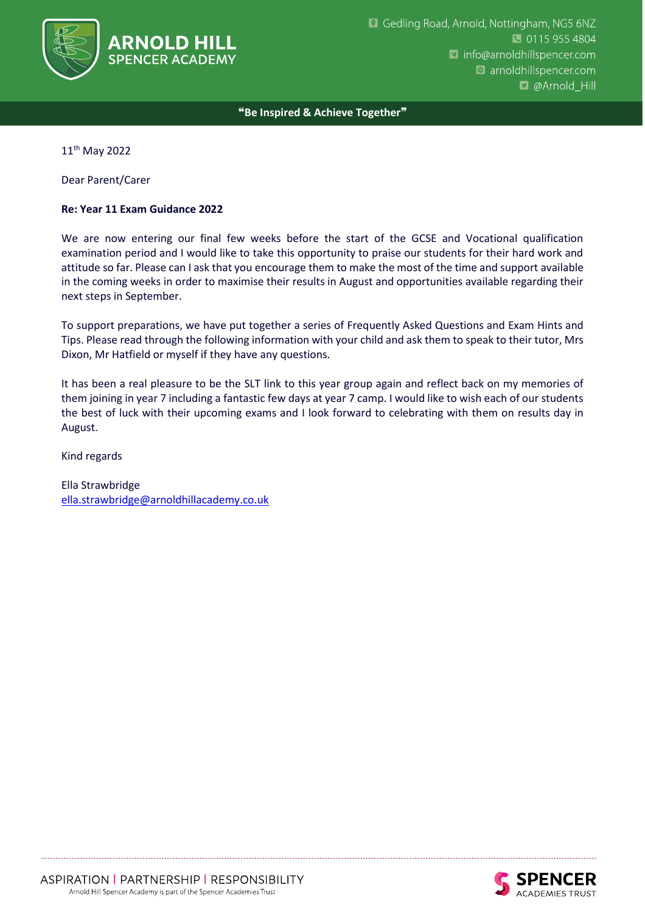**ARNOLD HILL**
SPENCER ACADEMY

Gedling Road, Arnold, Nottingham, NG5 6NZ
0115 955 4804
info@arnoldhillspencer.com
arnoldhillspencer.com
@Arnold_Hill

"Be Inspired & Achieve Together"

11th May 2022

Dear Parent/Carer

**Re: Year 11 Exam Guidance 2022**

We are now entering our final few weeks before the start of the GCSE and Vocational qualification examination period and I would like to take this opportunity to praise our students for their hard work and attitude so far. Please can I ask that you encourage them to make the most of the time and support available in the coming weeks in order to maximise their results in August and opportunities available regarding their next steps in September.

To support preparations, we have put together a series of Frequently Asked Questions and Exam Hints and Tips. Please read through the following information with your child and ask them to speak to their tutor, Mrs Dixon, Mr Hatfield or myself if they have any questions.

It has been a real pleasure to be the SLT link to this year group again and reflect back on my memories of them joining in year 7 including a fantastic few days at year 7 camp. I would like to wish each of our students the best of luck with their upcoming exams and I look forward to celebrating with them on results day in August.

Kind regards

Ella Strawbridge
ella.strawbridge@arnoldhillacademy.co.uk

ASPIRATION | PARTNERSHIP | RESPONSIBILITY
Arnold Hill Spencer Academy is part of the Spencer Academies Trust

SPENCER ACADEMIES TRUST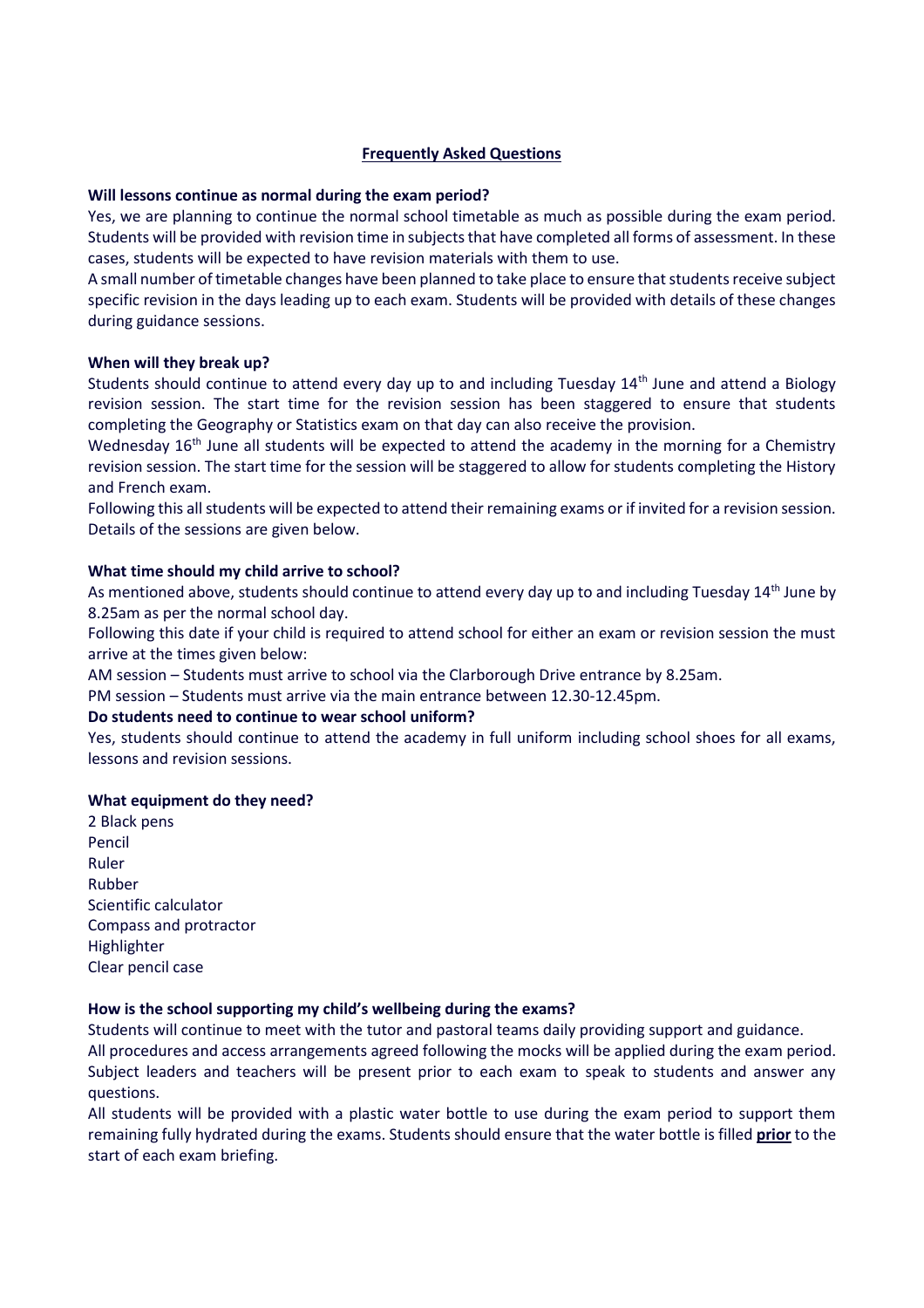## Frequently Asked Questions

**Will lessons continue as normal during the exam period?**

Yes, we are planning to continue the normal school timetable as much as possible during the exam period. Students will be provided with revision time in subjects that have completed all forms of assessment. In these cases, students will be expected to have revision materials with them to use.

A small number of timetable changes have been planned to take place to ensure that students receive subject specific revision in the days leading up to each exam. Students will be provided with details of these changes during guidance sessions.

**When will they break up?**

Students should continue to attend every day up to and including Tuesday 14th June and attend a Biology revision session. The start time for the revision session has been staggered to ensure that students completing the Geography or Statistics exam on that day can also receive the provision.

Wednesday 16th June all students will be expected to attend the academy in the morning for a Chemistry revision session. The start time for the session will be staggered to allow for students completing the History and French exam.

Following this all students will be expected to attend their remaining exams or if invited for a revision session. Details of the sessions are given below.

**What time should my child arrive to school?**

As mentioned above, students should continue to attend every day up to and including Tuesday 14th June by 8.25am as per the normal school day.

Following this date if your child is required to attend school for either an exam or revision session the must arrive at the times given below:

AM session – Students must arrive to school via the Clarborough Drive entrance by 8.25am.

PM session – Students must arrive via the main entrance between 12.30-12.45pm.

**Do students need to continue to wear school uniform?**

Yes, students should continue to attend the academy in full uniform including school shoes for all exams, lessons and revision sessions.

**What equipment do they need?**

2 Black pens
Pencil
Ruler
Rubber
Scientific calculator
Compass and protractor
Highlighter
Clear pencil case

**How is the school supporting my child's wellbeing during the exams?**

Students will continue to meet with the tutor and pastoral teams daily providing support and guidance.

All procedures and access arrangements agreed following the mocks will be applied during the exam period. Subject leaders and teachers will be present prior to each exam to speak to students and answer any questions.

All students will be provided with a plastic water bottle to use during the exam period to support them remaining fully hydrated during the exams. Students should ensure that the water bottle is filled **prior** to the start of each exam briefing.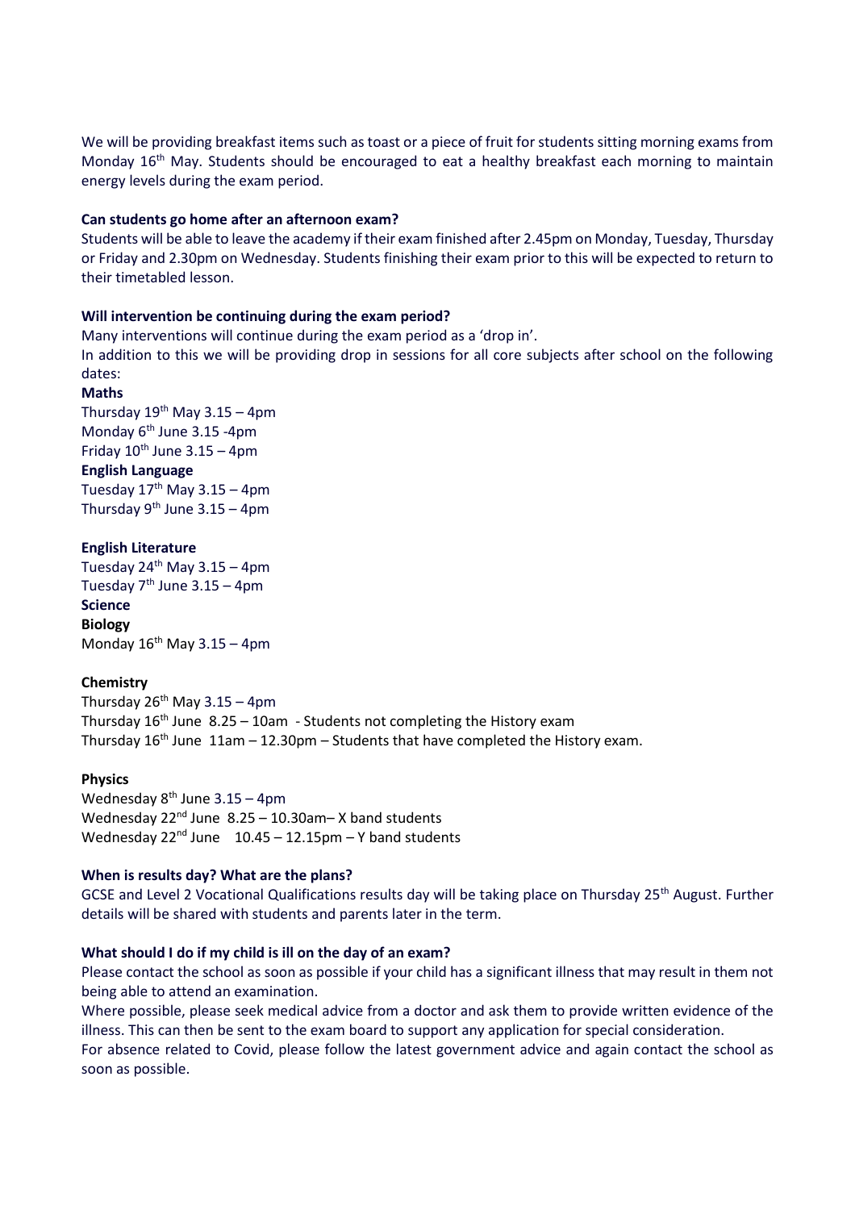We will be providing breakfast items such as toast or a piece of fruit for students sitting morning exams from Monday 16th May. Students should be encouraged to eat a healthy breakfast each morning to maintain energy levels during the exam period.

**Can students go home after an afternoon exam?**

Students will be able to leave the academy if their exam finished after 2.45pm on Monday, Tuesday, Thursday or Friday and 2.30pm on Wednesday. Students finishing their exam prior to this will be expected to return to their timetabled lesson.

**Will intervention be continuing during the exam period?**

Many interventions will continue during the exam period as a 'drop in'.

In addition to this we will be providing drop in sessions for all core subjects after school on the following dates:

**Maths**

Thursday 19th May 3.15 – 4pm
Monday 6th June 3.15 -4pm
Friday 10th June 3.15 – 4pm

**English Language**

Tuesday 17th May 3.15 – 4pm
Thursday 9th June 3.15 – 4pm

**English Literature**

Tuesday 24th May 3.15 – 4pm
Tuesday 7th June 3.15 – 4pm

**Science**

**Biology**

Monday 16th May 3.15 – 4pm

**Chemistry**

Thursday 26th May 3.15 – 4pm
Thursday 16th June 8.25 – 10am - Students not completing the History exam
Thursday 16th June 11am – 12.30pm – Students that have completed the History exam.

**Physics**

Wednesday 8th June 3.15 – 4pm
Wednesday 22nd June 8.25 – 10.30am– X band students
Wednesday 22nd June 10.45 – 12.15pm – Y band students

**When is results day? What are the plans?**

GCSE and Level 2 Vocational Qualifications results day will be taking place on Thursday 25th August. Further details will be shared with students and parents later in the term.

**What should I do if my child is ill on the day of an exam?**

Please contact the school as soon as possible if your child has a significant illness that may result in them not being able to attend an examination.

Where possible, please seek medical advice from a doctor and ask them to provide written evidence of the illness. This can then be sent to the exam board to support any application for special consideration.

For absence related to Covid, please follow the latest government advice and again contact the school as soon as possible.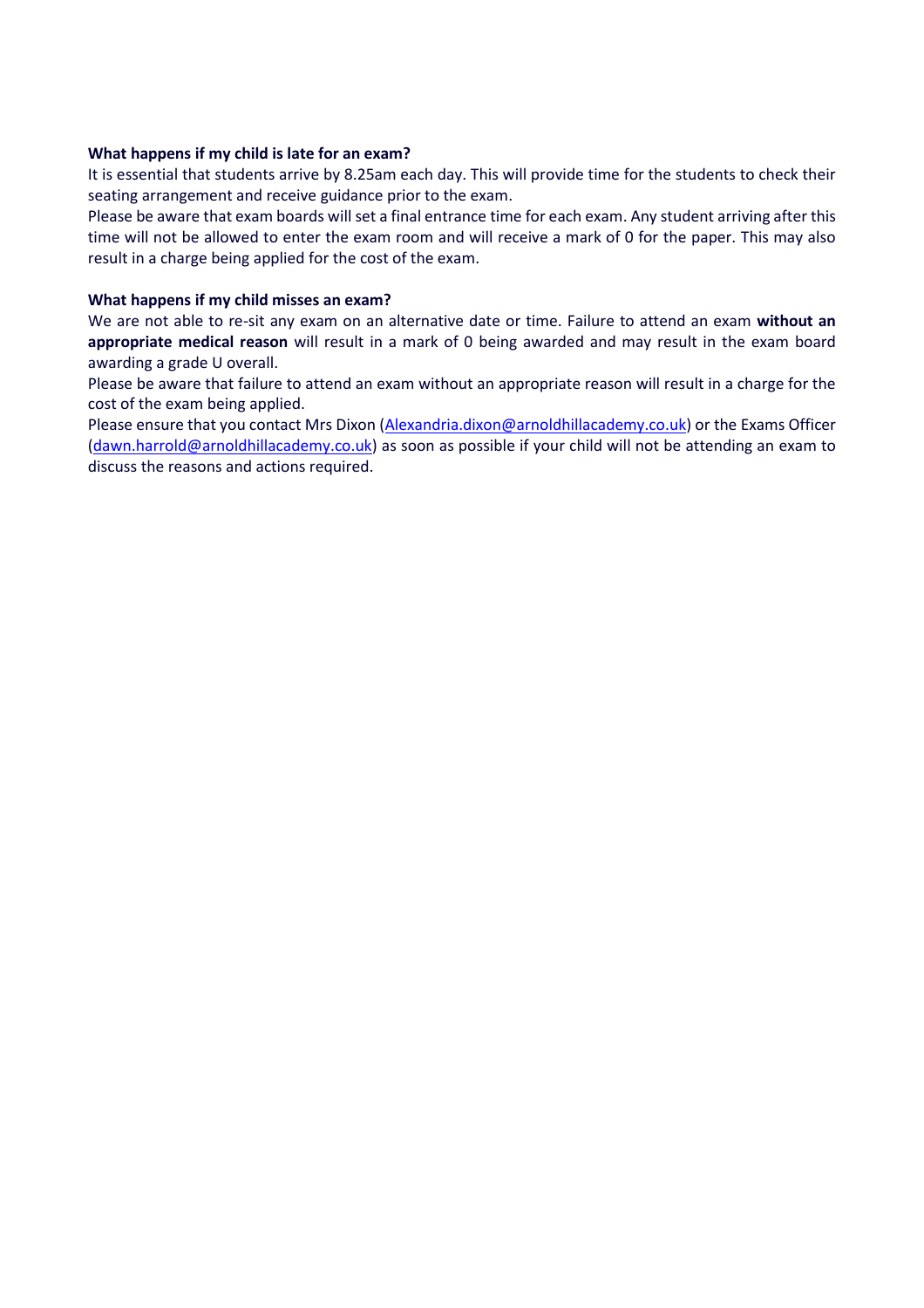**What happens if my child is late for an exam?**

It is essential that students arrive by 8.25am each day. This will provide time for the students to check their seating arrangement and receive guidance prior to the exam.

Please be aware that exam boards will set a final entrance time for each exam. Any student arriving after this time will not be allowed to enter the exam room and will receive a mark of 0 for the paper. This may also result in a charge being applied for the cost of the exam.

**What happens if my child misses an exam?**

We are not able to re-sit any exam on an alternative date or time. Failure to attend an exam **without an appropriate medical reason** will result in a mark of 0 being awarded and may result in the exam board awarding a grade U overall.

Please be aware that failure to attend an exam without an appropriate reason will result in a charge for the cost of the exam being applied.

Please ensure that you contact Mrs Dixon (Alexandria.dixon@arnoldhillacademy.co.uk) or the Exams Officer (dawn.harrold@arnoldhillacademy.co.uk) as soon as possible if your child will not be attending an exam to discuss the reasons and actions required.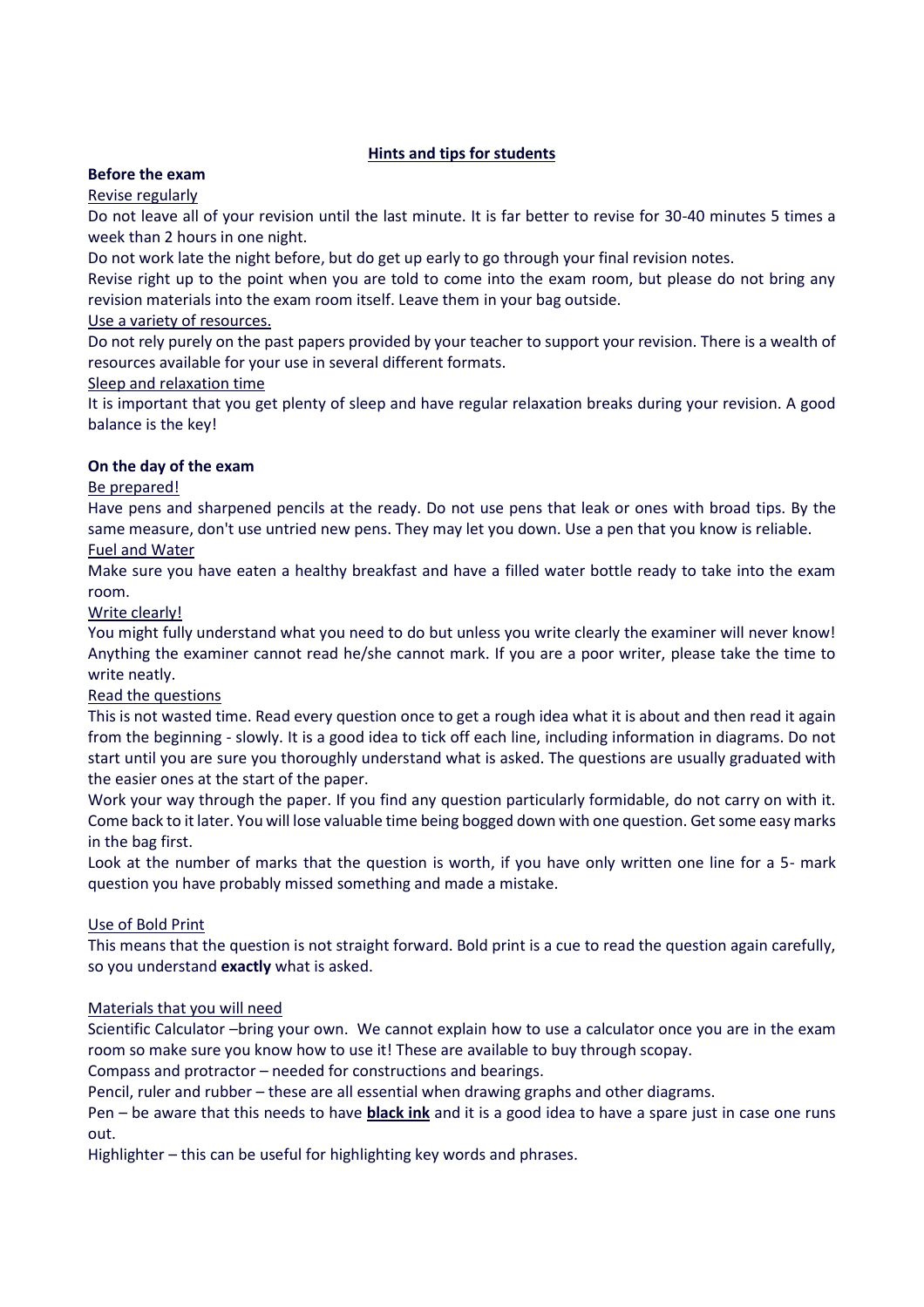# Hints and tips for students

## Before the exam

### Revise regularly

Do not leave all of your revision until the last minute. It is far better to revise for 30-40 minutes 5 times a week than 2 hours in one night.

Do not work late the night before, but do get up early to go through your final revision notes.

Revise right up to the point when you are told to come into the exam room, but please do not bring any revision materials into the exam room itself. Leave them in your bag outside.

### Use a variety of resources.

Do not rely purely on the past papers provided by your teacher to support your revision. There is a wealth of resources available for your use in several different formats.

### Sleep and relaxation time

It is important that you get plenty of sleep and have regular relaxation breaks during your revision. A good balance is the key!

## On the day of the exam

### Be prepared!

Have pens and sharpened pencils at the ready. Do not use pens that leak or ones with broad tips. By the same measure, don't use untried new pens. They may let you down. Use a pen that you know is reliable.

### Fuel and Water

Make sure you have eaten a healthy breakfast and have a filled water bottle ready to take into the exam room.

### Write clearly!

You might fully understand what you need to do but unless you write clearly the examiner will never know! Anything the examiner cannot read he/she cannot mark. If you are a poor writer, please take the time to write neatly.

### Read the questions

This is not wasted time. Read every question once to get a rough idea what it is about and then read it again from the beginning - slowly. It is a good idea to tick off each line, including information in diagrams. Do not start until you are sure you thoroughly understand what is asked. The questions are usually graduated with the easier ones at the start of the paper.

Work your way through the paper. If you find any question particularly formidable, do not carry on with it. Come back to it later. You will lose valuable time being bogged down with one question. Get some easy marks in the bag first.

Look at the number of marks that the question is worth, if you have only written one line for a 5- mark question you have probably missed something and made a mistake.

### Use of Bold Print

This means that the question is not straight forward. Bold print is a cue to read the question again carefully, so you understand **exactly** what is asked.

### Materials that you will need

Scientific Calculator –bring your own. We cannot explain how to use a calculator once you are in the exam room so make sure you know how to use it! These are available to buy through scopay.

Compass and protractor – needed for constructions and bearings.

Pencil, ruler and rubber – these are all essential when drawing graphs and other diagrams.

Pen – be aware that this needs to have **black ink** and it is a good idea to have a spare just in case one runs out.

Highlighter – this can be useful for highlighting key words and phrases.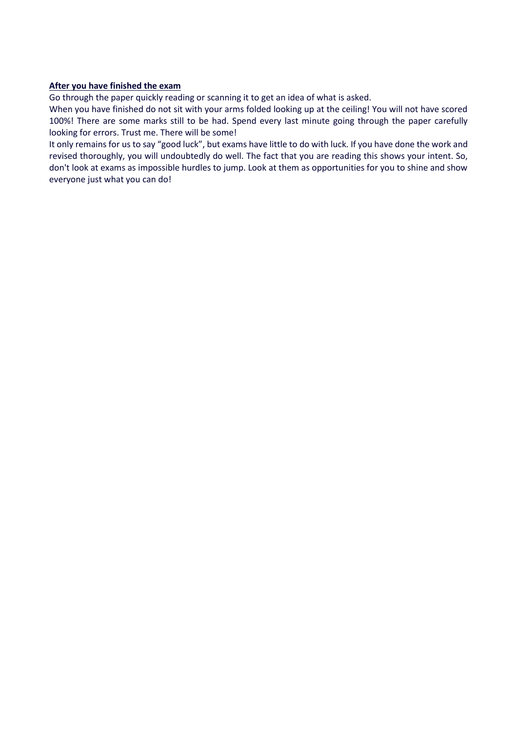**After you have finished the exam**

Go through the paper quickly reading or scanning it to get an idea of what is asked.

When you have finished do not sit with your arms folded looking up at the ceiling! You will not have scored 100%! There are some marks still to be had. Spend every last minute going through the paper carefully looking for errors. Trust me. There will be some!

It only remains for us to say "good luck", but exams have little to do with luck. If you have done the work and revised thoroughly, you will undoubtedly do well. The fact that you are reading this shows your intent. So, don't look at exams as impossible hurdles to jump. Look at them as opportunities for you to shine and show everyone just what you can do!